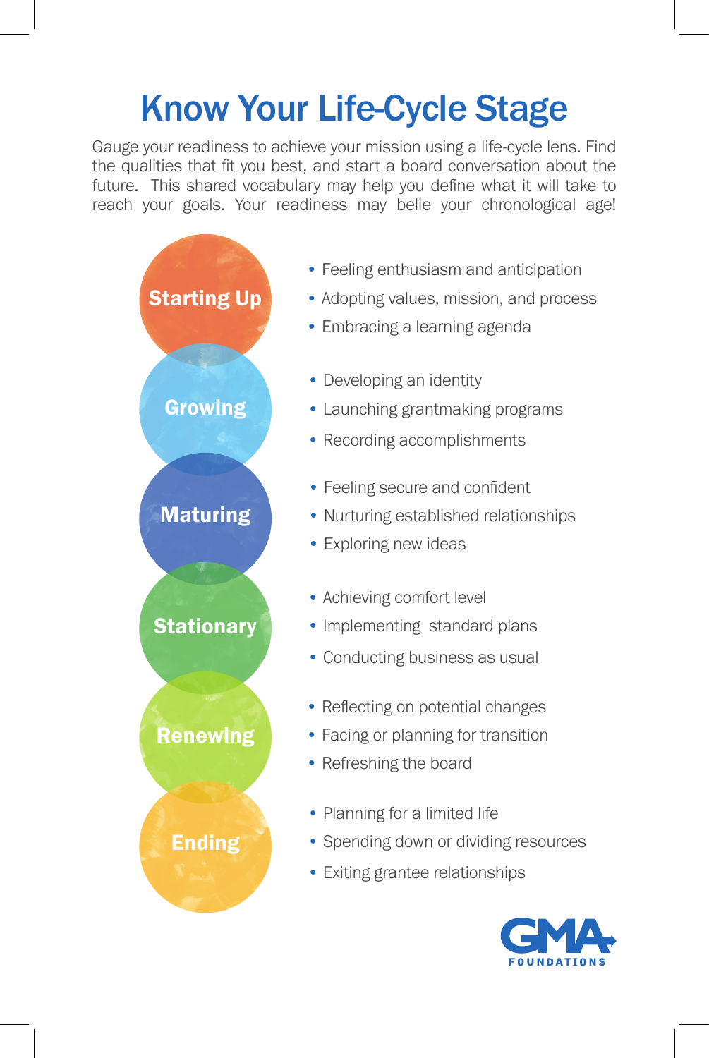# Know Your Life-Cycle Stage

Gauge your readiness to achieve your mission using a life-cycle lens. Find the qualities that fit you best, and start a board conversation about the future. This shared vocabulary may help you define what it will take to reach your goals. Your readiness may belie your chronological age!

### Starting Up

- Feeling enthusiasm and anticipation
- Adopting values, mission, and process
- Embracing a learning agenda

### Growing

- Developing an identity
- Launching grantmaking programs
- Recording accomplishments

### Maturing

- Feeling secure and confident
- Nurturing established relationships
- Exploring new ideas

### Stationary

- Achieving comfort level
- Implementing standard plans
- Conducting business as usual

### Renewing

- Reflecting on potential changes
- Facing or planning for transition
- Refreshing the board

### Ending

- Planning for a limited life
- Spending down or dividing resources
- Exiting grantee relationships

GMA FOUNDATIONS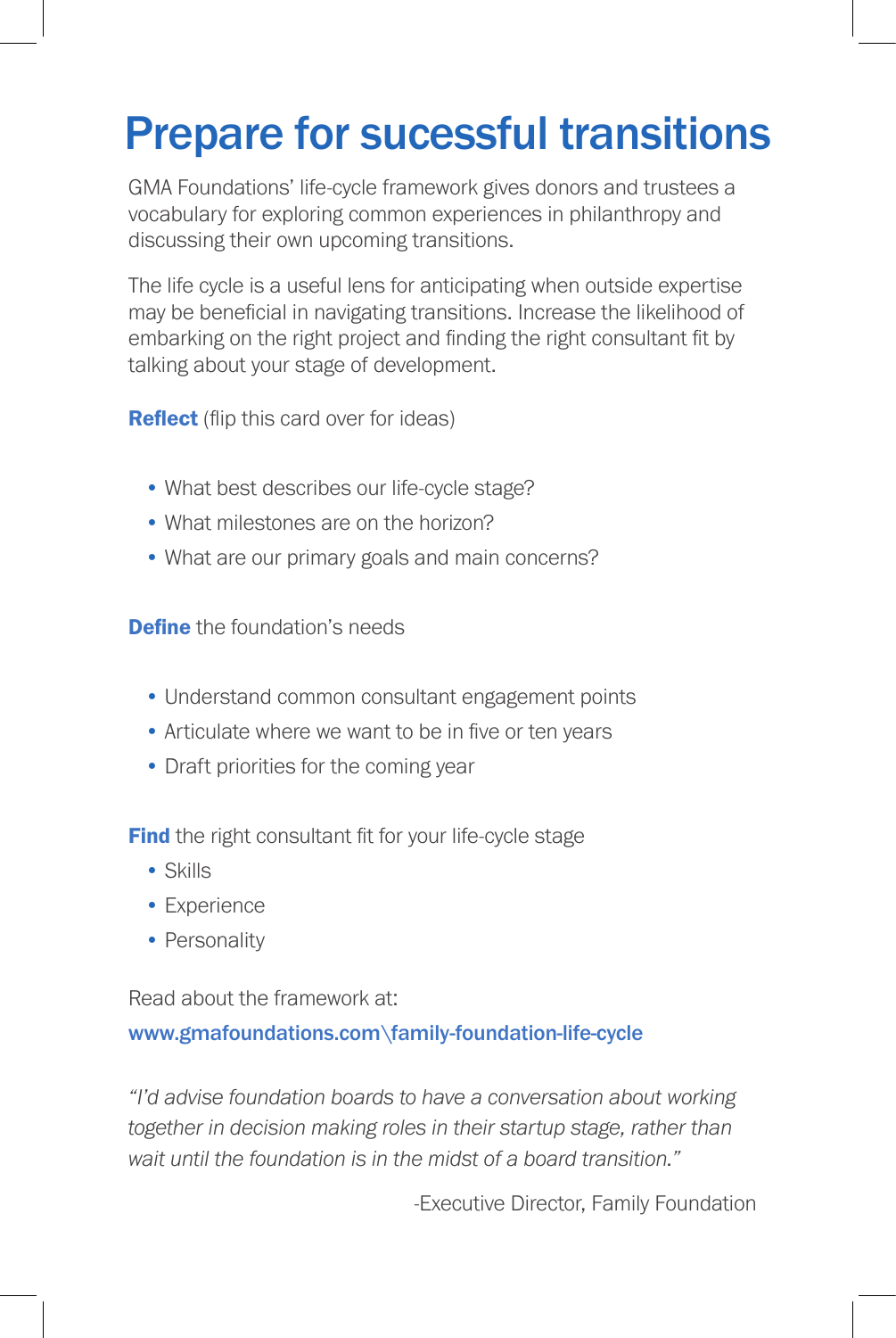# Prepare for sucessful transitions

GMA Foundations' life-cycle framework gives donors and trustees a vocabulary for exploring common experiences in philanthropy and discussing their own upcoming transitions.

The life cycle is a useful lens for anticipating when outside expertise may be beneficial in navigating transitions. Increase the likelihood of embarking on the right project and finding the right consultant fit by talking about your stage of development.

**Reflect** (flip this card over for ideas)

- What best describes our life-cycle stage?
- What milestones are on the horizon?
- What are our primary goals and main concerns?

**Define** the foundation's needs

- Understand common consultant engagement points
- Articulate where we want to be in five or ten years
- Draft priorities for the coming year

**Find** the right consultant fit for your life-cycle stage

- Skills
- Experience
- Personality

Read about the framework at:
www.gmafoundations.com\family-foundation-life-cycle

*"I'd advise foundation boards to have a conversation about working together in decision making roles in their startup stage, rather than wait until the foundation is in the midst of a board transition."*

-Executive Director, Family Foundation